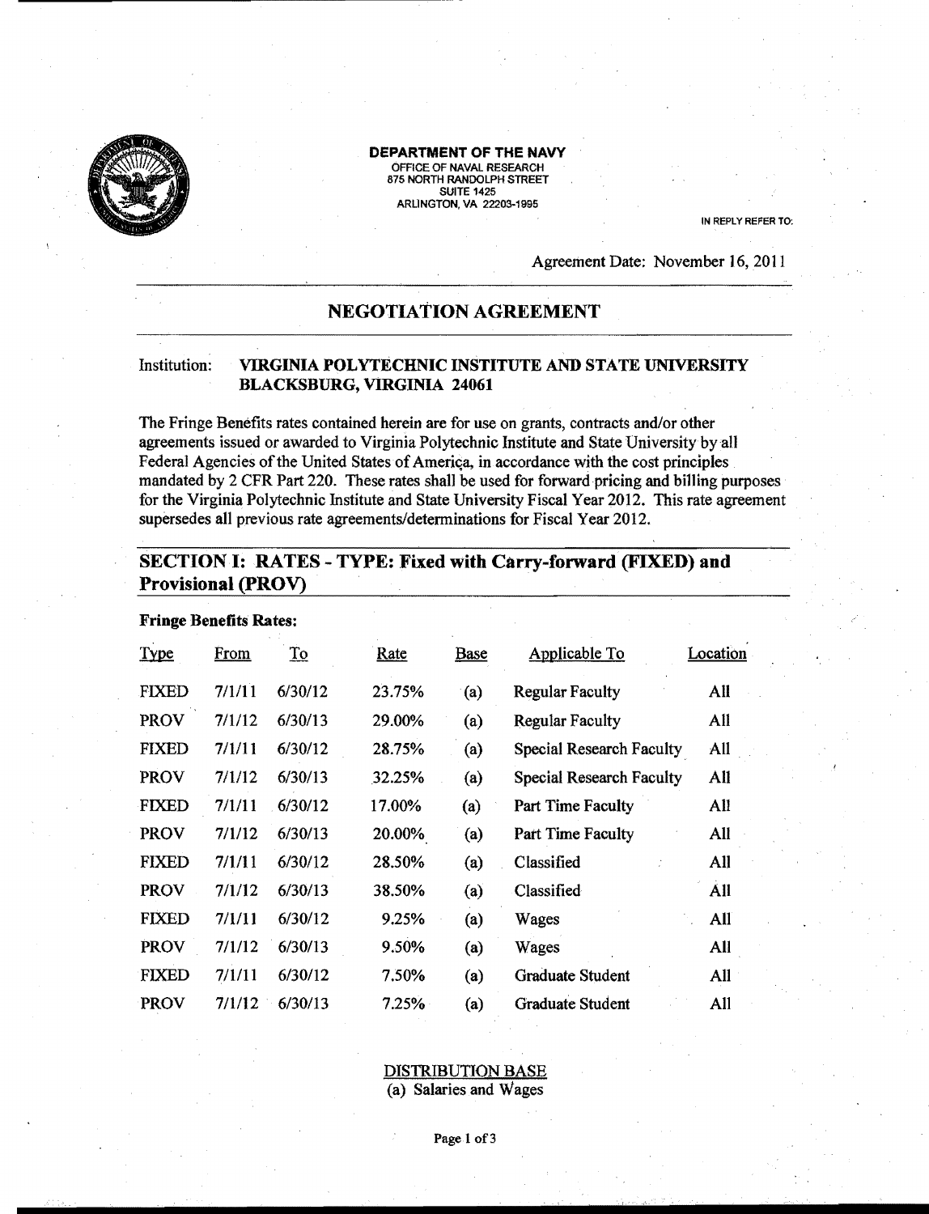**DEPARTMENT OF THE NAVY**
OFFICE OF NAVAL RESEARCH
875 NORTH RANDOLPH STREET
SUITE 1425
ARLINGTON, VA 22203-1995

IN REPLY REFER TO:

Agreement Date: November 16, 2011

## NEGOTIATION AGREEMENT

Institution: **VIRGINIA POLYTECHNIC INSTITUTE AND STATE UNIVERSITY BLACKSBURG, VIRGINIA 24061**

The Fringe Benefits rates contained herein are for use on grants, contracts and/or other agreements issued or awarded to Virginia Polytechnic Institute and State University by all Federal Agencies of the United States of America, in accordance with the cost principles mandated by 2 CFR Part 220. These rates shall be used for forward pricing and billing purposes for the Virginia Polytechnic Institute and State University Fiscal Year 2012. This rate agreement supersedes all previous rate agreements/determinations for Fiscal Year 2012.

## SECTION I: RATES - TYPE: Fixed with Carry-forward (FIXED) and Provisional (PROV)

**Fringe Benefits Rates:**

| Type | From | To | Rate | Base | Applicable To | Location |
|---|---|---|---|---|---|---|
| FIXED | 7/1/11 | 6/30/12 | 23.75% | (a) | Regular Faculty | All |
| PROV | 7/1/12 | 6/30/13 | 29.00% | (a) | Regular Faculty | All |
| FIXED | 7/1/11 | 6/30/12 | 28.75% | (a) | Special Research Faculty | All |
| PROV | 7/1/12 | 6/30/13 | 32.25% | (a) | Special Research Faculty | All |
| FIXED | 7/1/11 | 6/30/12 | 17.00% | (a) | Part Time Faculty | All |
| PROV | 7/1/12 | 6/30/13 | 20.00% | (a) | Part Time Faculty | All |
| FIXED | 7/1/11 | 6/30/12 | 28.50% | (a) | Classified | All |
| PROV | 7/1/12 | 6/30/13 | 38.50% | (a) | Classified | All |
| FIXED | 7/1/11 | 6/30/12 | 9.25% | (a) | Wages | All |
| PROV | 7/1/12 | 6/30/13 | 9.50% | (a) | Wages | All |
| FIXED | 7/1/11 | 6/30/12 | 7.50% | (a) | Graduate Student | All |
| PROV | 7/1/12 | 6/30/13 | 7.25% | (a) | Graduate Student | All |

DISTRIBUTION BASE
(a) Salaries and Wages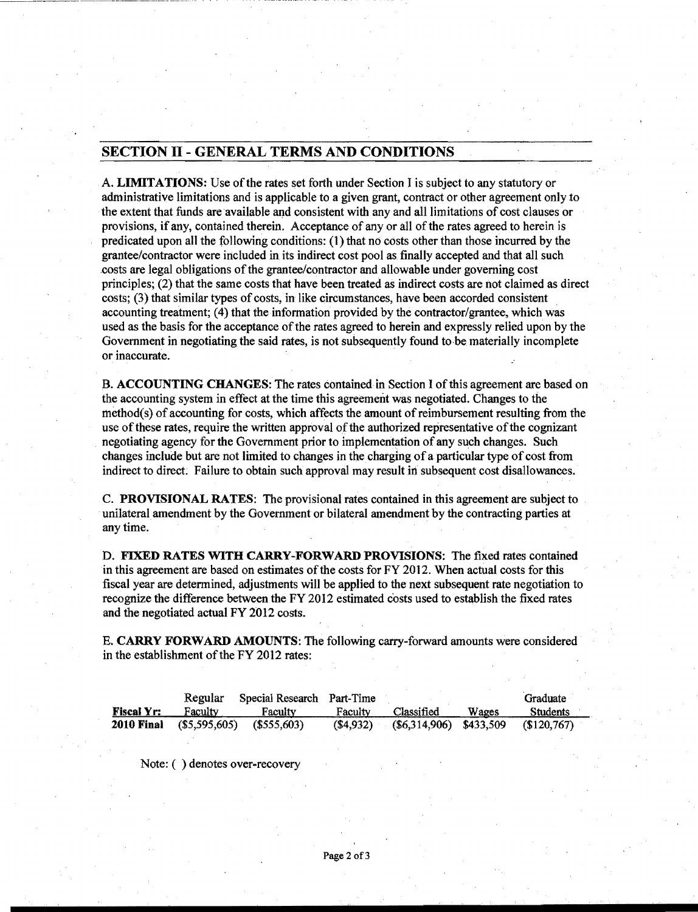## SECTION II - GENERAL TERMS AND CONDITIONS

A. **LIMITATIONS:** Use of the rates set forth under Section I is subject to any statutory or administrative limitations and is applicable to a given grant, contract or other agreement only to the extent that funds are available and consistent with any and all limitations of cost clauses or provisions, if any, contained therein. Acceptance of any or all of the rates agreed to herein is predicated upon all the following conditions: (1) that no costs other than those incurred by the grantee/contractor were included in its indirect cost pool as finally accepted and that all such costs are legal obligations of the grantee/contractor and allowable under governing cost principles; (2) that the same costs that have been treated as indirect costs are not claimed as direct costs; (3) that similar types of costs, in like circumstances, have been accorded consistent accounting treatment; (4) that the information provided by the contractor/grantee, which was used as the basis for the acceptance of the rates agreed to herein and expressly relied upon by the Government in negotiating the said rates, is not subsequently found to be materially incomplete or inaccurate.

B. **ACCOUNTING CHANGES**: The rates contained in Section I of this agreement are based on the accounting system in effect at the time this agreement was negotiated. Changes to the method(s) of accounting for costs, which affects the amount of reimbursement resulting from the use of these rates, require the written approval of the authorized representative of the cognizant negotiating agency for the Government prior to implementation of any such changes. Such changes include but are not limited to changes in the charging of a particular type of cost from indirect to direct. Failure to obtain such approval may result in subsequent cost disallowances.

C. **PROVISIONAL RATES**: The provisional rates contained in this agreement are subject to unilateral amendment by the Government or bilateral amendment by the contracting parties at any time.

D. **FIXED RATES WITH CARRY-FORWARD PROVISIONS**: The fixed rates contained in this agreement are based on estimates of the costs for FY 2012. When actual costs for this fiscal year are determined, adjustments will be applied to the next subsequent rate negotiation to recognize the difference between the FY 2012 estimated costs used to establish the fixed rates and the negotiated actual FY 2012 costs.

E. **CARRY FORWARD AMOUNTS**: The following carry-forward amounts were considered in the establishment of the FY 2012 rates:

| Fiscal Yr: | Regular Faculty | Special Research Faculty | Part-Time Faculty | Classified | Wages | Graduate Students |
|---|---|---|---|---|---|---|
| **2010 Final** | ($5,595,605) | ($555,603) | ($4,932) | ($6,314,906) | $433,509 | ($120,767) |

Note: ( ) denotes over-recovery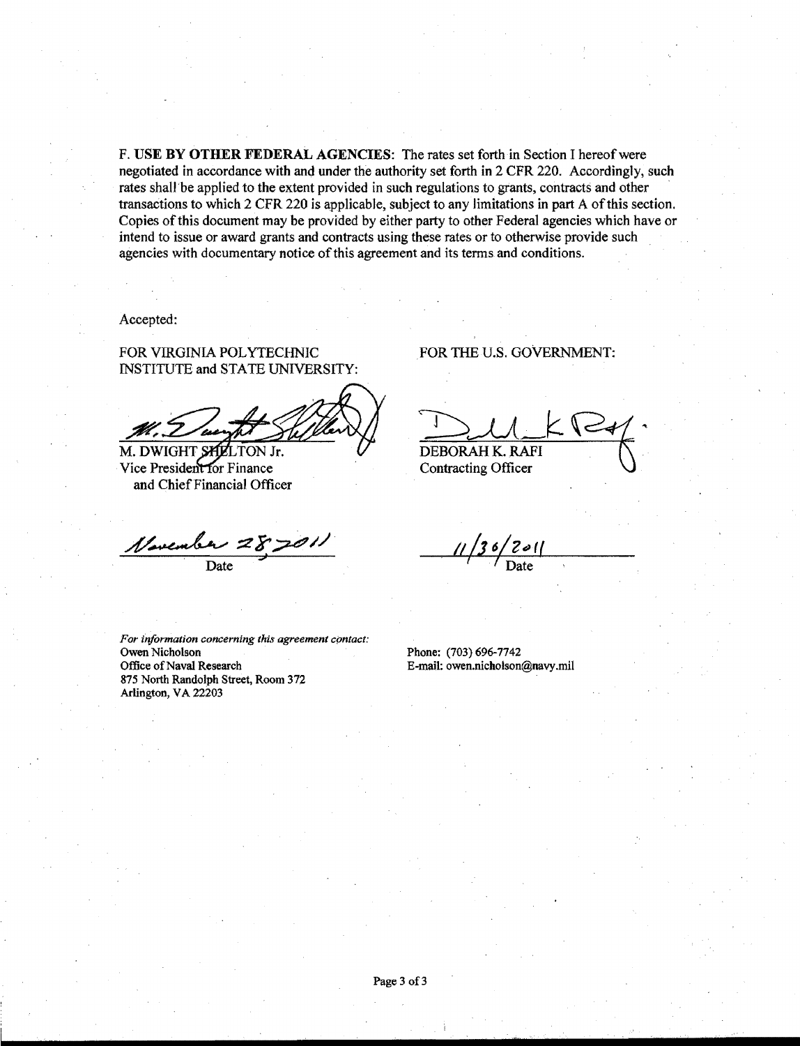F. **USE BY OTHER FEDERAL AGENCIES**: The rates set forth in Section I hereof were negotiated in accordance with and under the authority set forth in 2 CFR 220. Accordingly, such rates shall be applied to the extent provided in such regulations to grants, contracts and other transactions to which 2 CFR 220 is applicable, subject to any limitations in part A of this section. Copies of this document may be provided by either party to other Federal agencies which have or intend to issue or award grants and contracts using these rates or to otherwise provide such agencies with documentary notice of this agreement and its terms and conditions.

Accepted:

FOR VIRGINIA POLYTECHNIC INSTITUTE and STATE UNIVERSITY:

M. DWIGHT SHELTON Jr.
Vice President for Finance
and Chief Financial Officer

November 28 2011
Date

FOR THE U.S. GOVERNMENT:

DEBORAH K. RAFI
Contracting Officer

11/30/2011
Date

*For information concerning this agreement contact:*
Owen Nicholson
Office of Naval Research
875 North Randolph Street, Room 372
Arlington, VA 22203

Phone: (703) 696-7742
E-mail: owen.nicholson@navy.mil